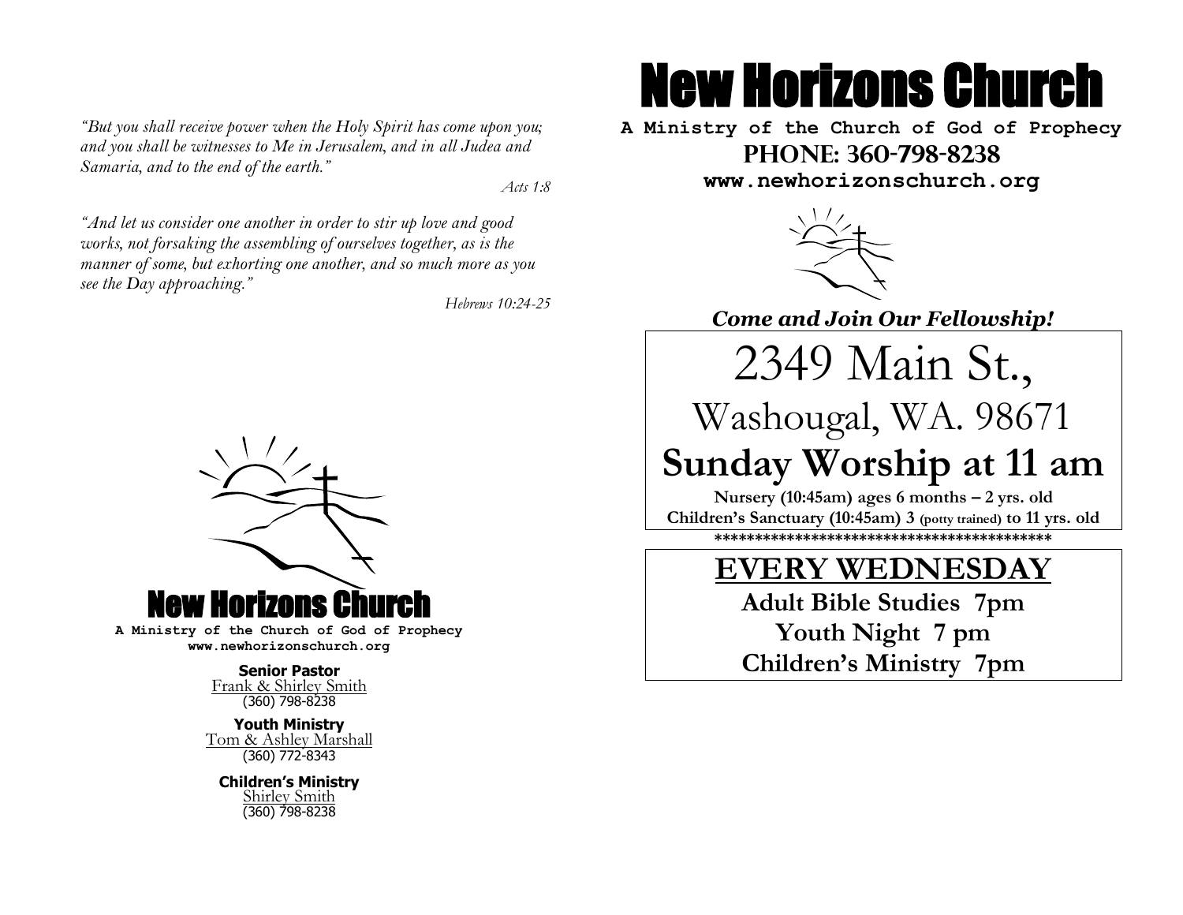*"But you shall receive power when the Holy Spirit has come upon you; and you shall be witnesses to Me in Jerusalem, and in all Judea and Samaria, and to the end of the earth."*

*Acts 1:8*

*"And let us consider one another in order to stir up love and good works, not forsaking the assembling of ourselves together, as is the manner of some, but exhorting one another, and so much more as you see the Day approaching."*

*Hebrews 10:24-25*

# New Horizons Church

**A Ministry of the Church of God of Prophecy**

**www.newhorizonschurch.org**

**Senior Pastor**
Frank & Shirley Smith
(360) 798-8238

**Youth Ministry**
Tom & Ashley Marshall
(360) 772-8343

**Children's Ministry**
Shirley Smith
(360) 798-8238

# New Horizons Church

**A Ministry of the Church of God of Prophecy**

**PHONE: 360-798-8238**

**www.newhorizonschurch.org**

***Come and Join Our Fellowship!***

2349 Main St.,

Washougal, WA. 98671

## Sunday Worship at 11 am

**Nursery (10:45am) ages 6 months – 2 yrs. old**

**Children's Sanctuary (10:45am) 3 (potty trained) to 11 yrs. old**

******************************************

## EVERY WEDNESDAY

**Adult Bible Studies 7pm**

**Youth Night 7 pm**

**Children's Ministry 7pm**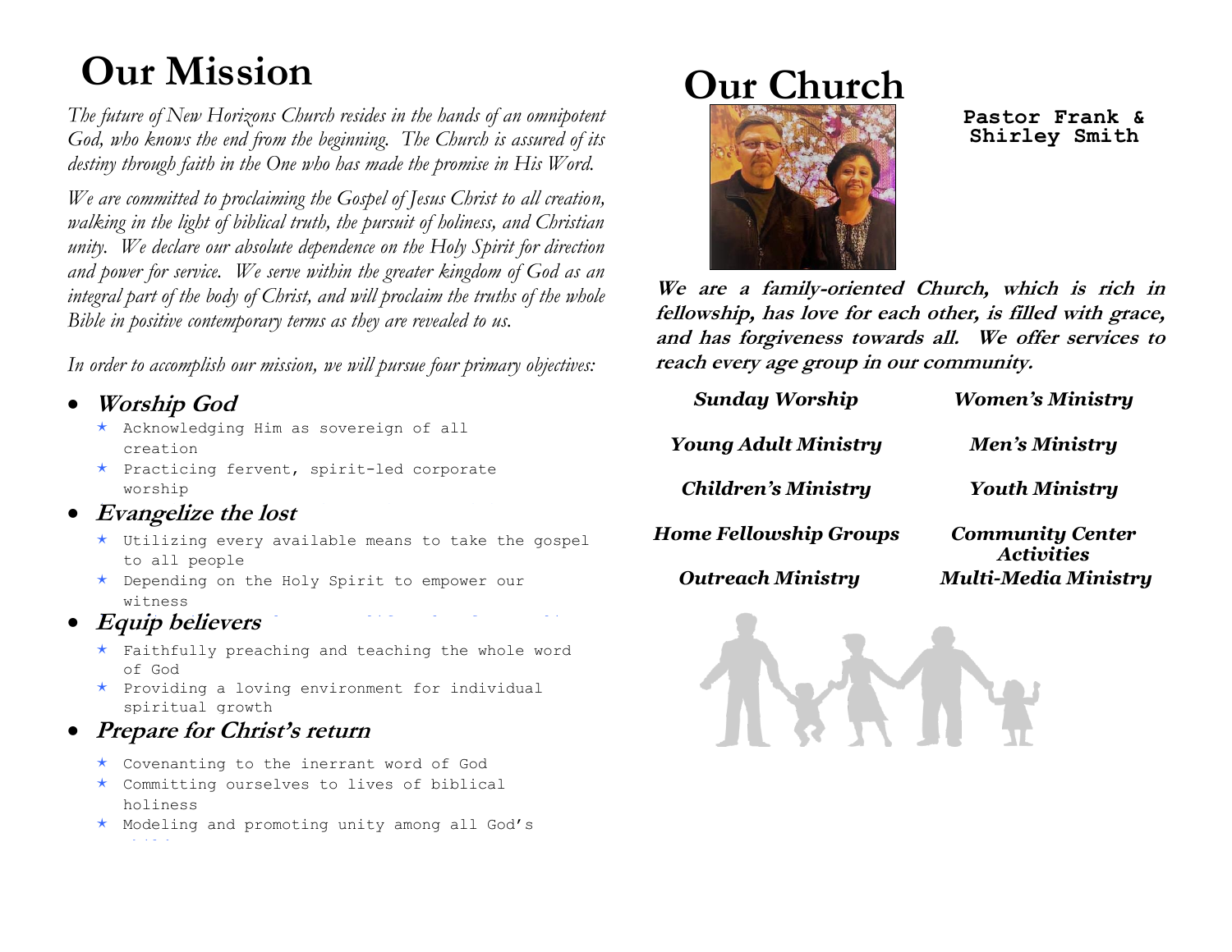# Our Mission

*The future of New Horizons Church resides in the hands of an omnipotent God, who knows the end from the beginning. The Church is assured of its destiny through faith in the One who has made the promise in His Word.*

*We are committed to proclaiming the Gospel of Jesus Christ to all creation, walking in the light of biblical truth, the pursuit of holiness, and Christian unity. We declare our absolute dependence on the Holy Spirit for direction and power for service. We serve within the greater kingdom of God as an integral part of the body of Christ, and will proclaim the truths of the whole Bible in positive contemporary terms as they are revealed to us.*

*In order to accomplish our mission, we will pursue four primary objectives:*

- ***Worship God***
  - Acknowledging Him as sovereign of all creation
  - Practicing fervent, spirit-led corporate worship
- ***Evangelize the lost***
  - Utilizing every available means to take the gospel to all people
  - Depending on the Holy Spirit to empower our witness
- ***Equip believers***
  - Faithfully preaching and teaching the whole word of God
  - Providing a loving environment for individual spiritual growth
- ***Prepare for Christ's return***
  - Covenanting to the inerrant word of God
  - Committing ourselves to lives of biblical holiness
  - Modeling and promoting unity among all God's children

# Our Church

**Pastor Frank & Shirley Smith**

***We are a family-oriented Church, which is rich in fellowship, has love for each other, is filled with grace, and has forgiveness towards all. We offer services to reach every age group in our community.***

***Sunday Worship***

***Women's Ministry***

***Young Adult Ministry***

***Men's Ministry***

***Children's Ministry***

***Youth Ministry***

***Home Fellowship Groups***

***Community Center Activities***

***Outreach Ministry***

***Multi-Media Ministry***